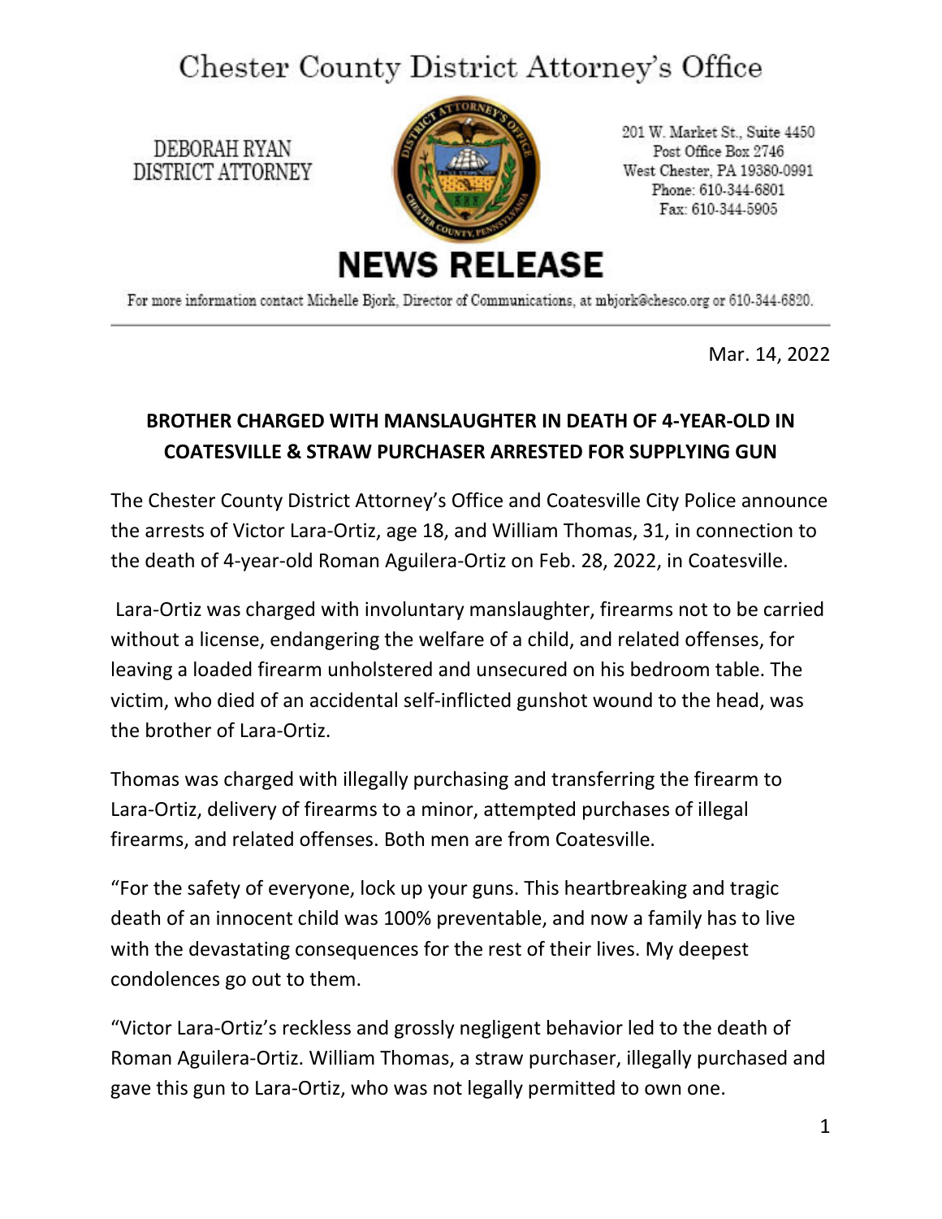# Chester County District Attorney's Office

DEBORAH RYAN
DISTRICT ATTORNEY

201 W. Market St., Suite 4450
Post Office Box 2746
West Chester, PA 19380-0991
Phone: 610-344-6801
Fax: 610-344-5905

## NEWS RELEASE

For more information contact Michelle Bjork, Director of Communications, at mbjork@chesco.org or 610-344-6820.

---

Mar. 14, 2022

**BROTHER CHARGED WITH MANSLAUGHTER IN DEATH OF 4-YEAR-OLD IN COATESVILLE & STRAW PURCHASER ARRESTED FOR SUPPLYING GUN**

The Chester County District Attorney's Office and Coatesville City Police announce the arrests of Victor Lara-Ortiz, age 18, and William Thomas, 31, in connection to the death of 4-year-old Roman Aguilera-Ortiz on Feb. 28, 2022, in Coatesville.

Lara-Ortiz was charged with involuntary manslaughter, firearms not to be carried without a license, endangering the welfare of a child, and related offenses, for leaving a loaded firearm unholstered and unsecured on his bedroom table. The victim, who died of an accidental self-inflicted gunshot wound to the head, was the brother of Lara-Ortiz.

Thomas was charged with illegally purchasing and transferring the firearm to Lara-Ortiz, delivery of firearms to a minor, attempted purchases of illegal firearms, and related offenses. Both men are from Coatesville.

"For the safety of everyone, lock up your guns. This heartbreaking and tragic death of an innocent child was 100% preventable, and now a family has to live with the devastating consequences for the rest of their lives. My deepest condolences go out to them.

"Victor Lara-Ortiz's reckless and grossly negligent behavior led to the death of Roman Aguilera-Ortiz. William Thomas, a straw purchaser, illegally purchased and gave this gun to Lara-Ortiz, who was not legally permitted to own one.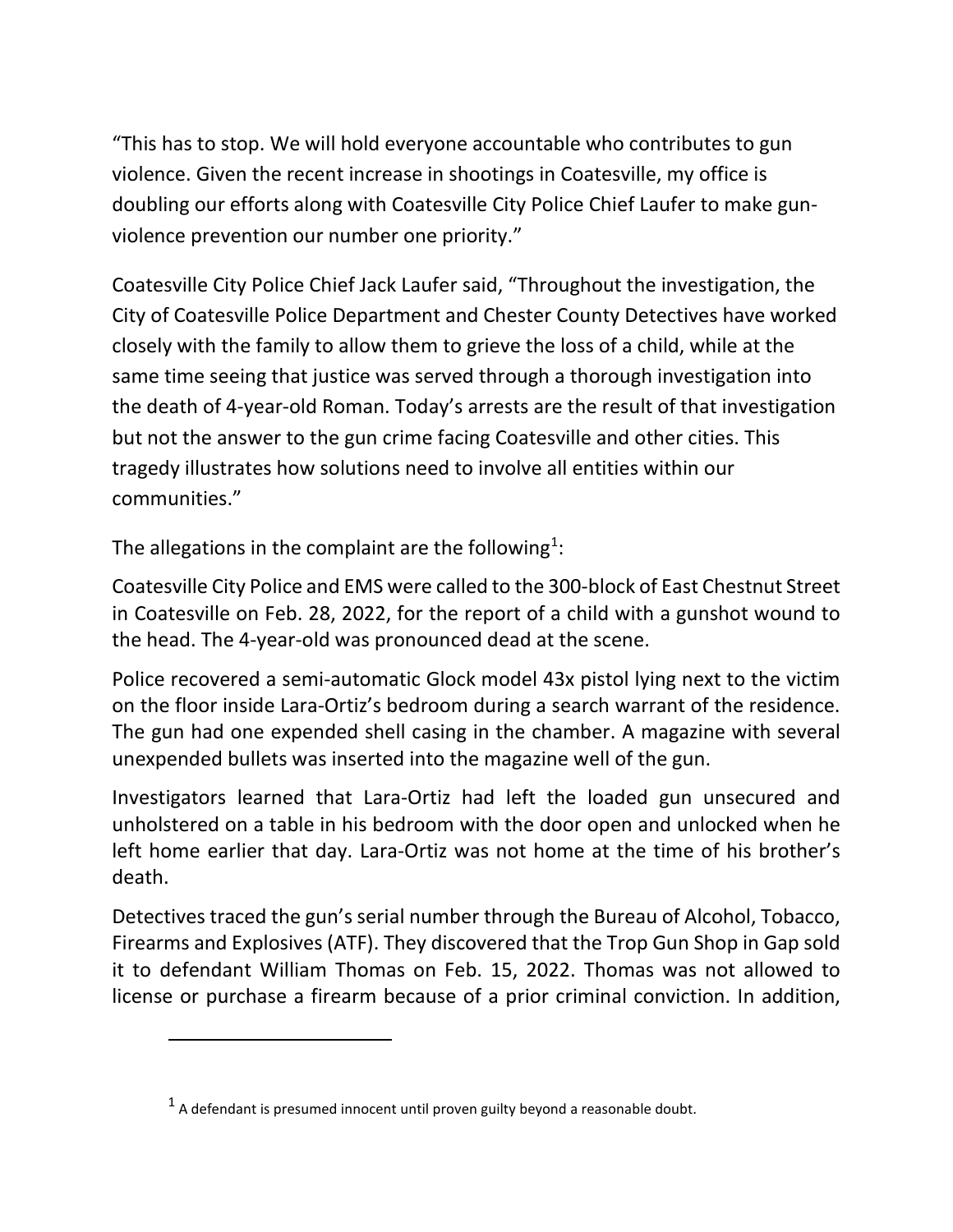"This has to stop. We will hold everyone accountable who contributes to gun violence. Given the recent increase in shootings in Coatesville, my office is doubling our efforts along with Coatesville City Police Chief Laufer to make gun-violence prevention our number one priority."

Coatesville City Police Chief Jack Laufer said, "Throughout the investigation, the City of Coatesville Police Department and Chester County Detectives have worked closely with the family to allow them to grieve the loss of a child, while at the same time seeing that justice was served through a thorough investigation into the death of 4-year-old Roman. Today's arrests are the result of that investigation but not the answer to the gun crime facing Coatesville and other cities. This tragedy illustrates how solutions need to involve all entities within our communities."

The allegations in the complaint are the following[1]:

Coatesville City Police and EMS were called to the 300-block of East Chestnut Street in Coatesville on Feb. 28, 2022, for the report of a child with a gunshot wound to the head. The 4-year-old was pronounced dead at the scene.

Police recovered a semi-automatic Glock model 43x pistol lying next to the victim on the floor inside Lara-Ortiz's bedroom during a search warrant of the residence. The gun had one expended shell casing in the chamber. A magazine with several unexpended bullets was inserted into the magazine well of the gun.

Investigators learned that Lara-Ortiz had left the loaded gun unsecured and unholstered on a table in his bedroom with the door open and unlocked when he left home earlier that day. Lara-Ortiz was not home at the time of his brother's death.

Detectives traced the gun's serial number through the Bureau of Alcohol, Tobacco, Firearms and Explosives (ATF). They discovered that the Trop Gun Shop in Gap sold it to defendant William Thomas on Feb. 15, 2022. Thomas was not allowed to license or purchase a firearm because of a prior criminal conviction. In addition,

---

[1] A defendant is presumed innocent until proven guilty beyond a reasonable doubt.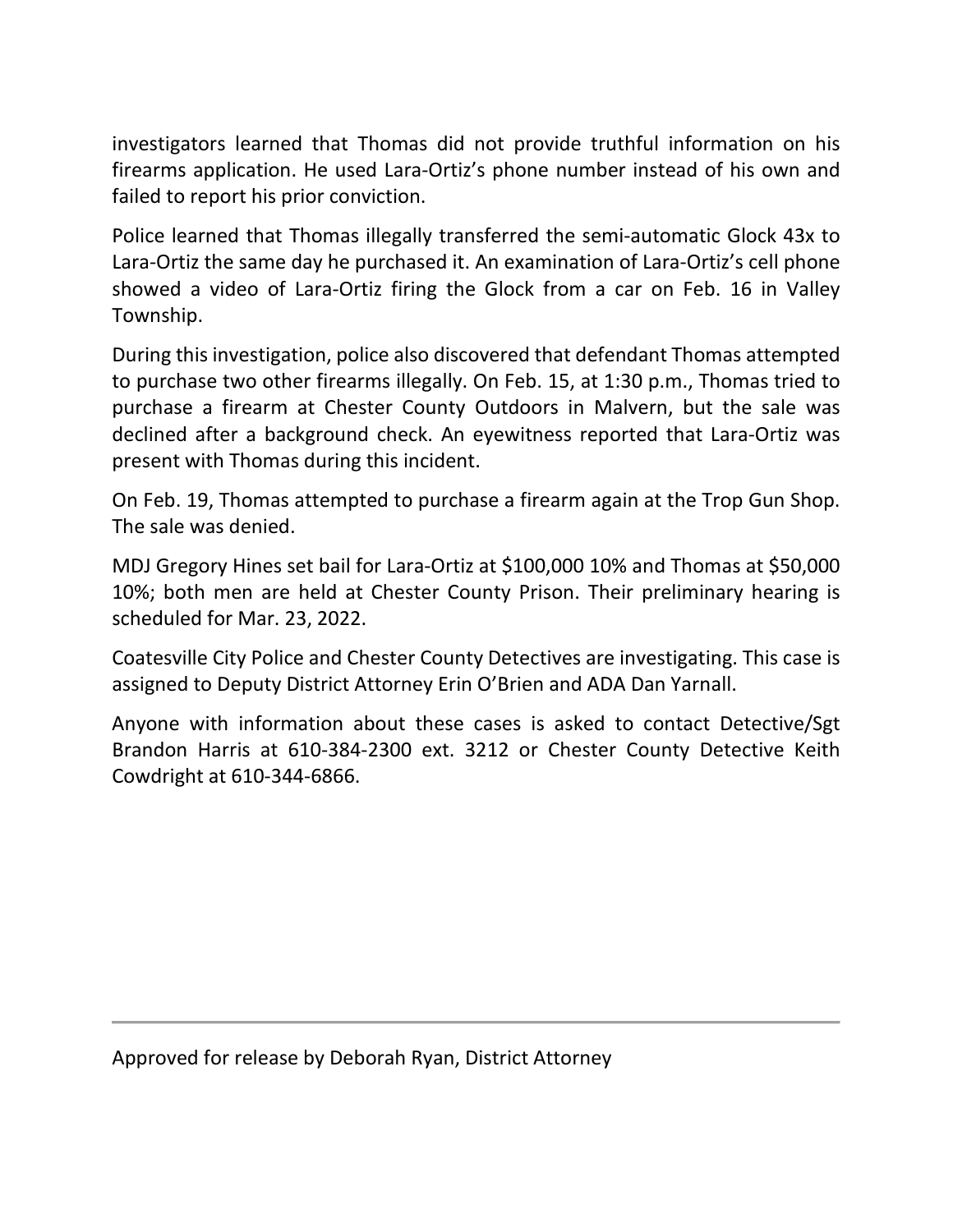investigators learned that Thomas did not provide truthful information on his firearms application. He used Lara-Ortiz's phone number instead of his own and failed to report his prior conviction.

Police learned that Thomas illegally transferred the semi-automatic Glock 43x to Lara-Ortiz the same day he purchased it. An examination of Lara-Ortiz's cell phone showed a video of Lara-Ortiz firing the Glock from a car on Feb. 16 in Valley Township.

During this investigation, police also discovered that defendant Thomas attempted to purchase two other firearms illegally. On Feb. 15, at 1:30 p.m., Thomas tried to purchase a firearm at Chester County Outdoors in Malvern, but the sale was declined after a background check. An eyewitness reported that Lara-Ortiz was present with Thomas during this incident.

On Feb. 19, Thomas attempted to purchase a firearm again at the Trop Gun Shop. The sale was denied.

MDJ Gregory Hines set bail for Lara-Ortiz at $100,000 10% and Thomas at $50,000 10%; both men are held at Chester County Prison. Their preliminary hearing is scheduled for Mar. 23, 2022.

Coatesville City Police and Chester County Detectives are investigating. This case is assigned to Deputy District Attorney Erin O'Brien and ADA Dan Yarnall.

Anyone with information about these cases is asked to contact Detective/Sgt Brandon Harris at 610-384-2300 ext. 3212 or Chester County Detective Keith Cowdright at 610-344-6866.

---

Approved for release by Deborah Ryan, District Attorney